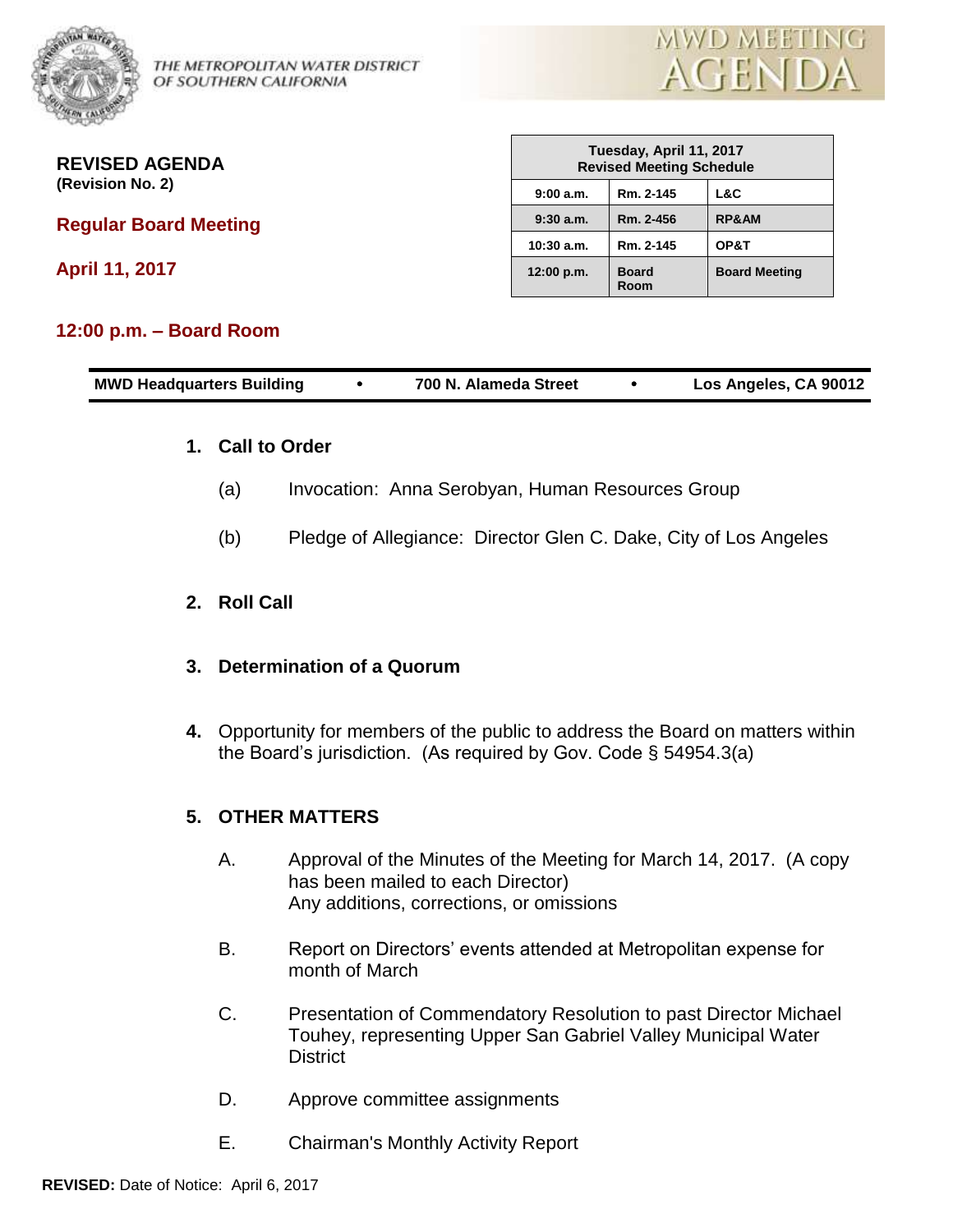THE METROPOLITAN WATER DISTRICT OF SOUTHERN CALIFORNIA

MWD MEETING AGENDA

**REVISED AGENDA**
**(Revision No. 2)**

## Regular Board Meeting

## April 11, 2017

## 12:00 p.m. – Board Room

| Tuesday, April 11, 2017 Revised Meeting Schedule | | |
|---|---|---|
| 9:00 a.m. | Rm. 2-145 | L&C |
| 9:30 a.m. | Rm. 2-456 | RP&AM |
| 10:30 a.m. | Rm. 2-145 | OP&T |
| 12:00 p.m. | Board Room | Board Meeting |

**MWD Headquarters Building • 700 N. Alameda Street • Los Angeles, CA 90012**

**1. Call to Order**

(a) Invocation: Anna Serobyan, Human Resources Group

(b) Pledge of Allegiance: Director Glen C. Dake, City of Los Angeles

**2. Roll Call**

**3. Determination of a Quorum**

**4.** Opportunity for members of the public to address the Board on matters within the Board's jurisdiction. (As required by Gov. Code § 54954.3(a)

**5. OTHER MATTERS**

A. Approval of the Minutes of the Meeting for March 14, 2017. (A copy has been mailed to each Director)
Any additions, corrections, or omissions

B. Report on Directors' events attended at Metropolitan expense for month of March

C. Presentation of Commendatory Resolution to past Director Michael Touhey, representing Upper San Gabriel Valley Municipal Water District

D. Approve committee assignments

E. Chairman's Monthly Activity Report

**REVISED:** Date of Notice: April 6, 2017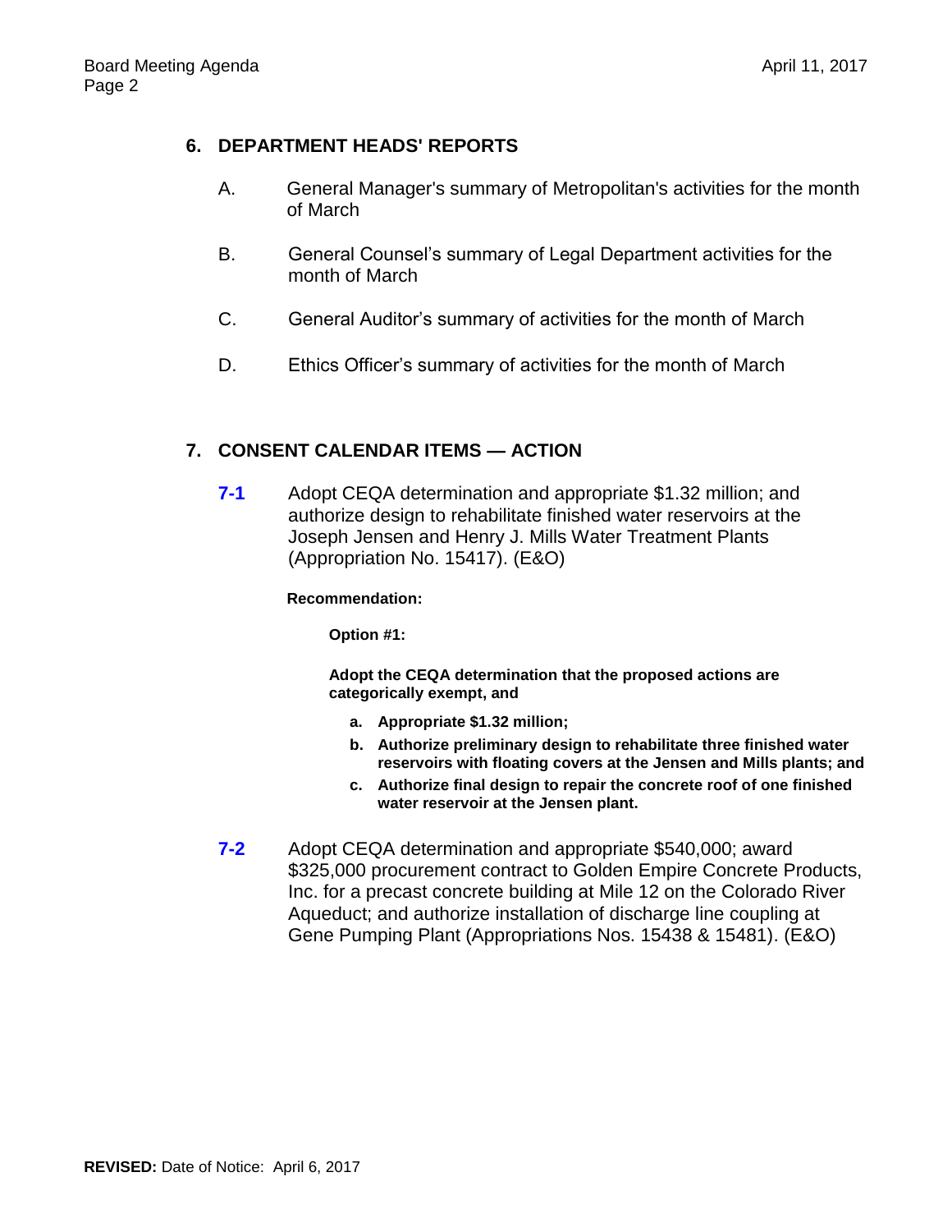## 6. DEPARTMENT HEADS' REPORTS

A. General Manager's summary of Metropolitan's activities for the month of March

B. General Counsel's summary of Legal Department activities for the month of March

C. General Auditor's summary of activities for the month of March

D. Ethics Officer's summary of activities for the month of March

## 7. CONSENT CALENDAR ITEMS — ACTION

**7-1** Adopt CEQA determination and appropriate $1.32 million; and authorize design to rehabilitate finished water reservoirs at the Joseph Jensen and Henry J. Mills Water Treatment Plants (Appropriation No. 15417). (E&O)

**Recommendation:**

**Option #1:**

**Adopt the CEQA determination that the proposed actions are categorically exempt, and**

- **a. Appropriate $1.32 million;**
- **b. Authorize preliminary design to rehabilitate three finished water reservoirs with floating covers at the Jensen and Mills plants; and**
- **c. Authorize final design to repair the concrete roof of one finished water reservoir at the Jensen plant.**

**7-2** Adopt CEQA determination and appropriate $540,000; award $325,000 procurement contract to Golden Empire Concrete Products, Inc. for a precast concrete building at Mile 12 on the Colorado River Aqueduct; and authorize installation of discharge line coupling at Gene Pumping Plant (Appropriations Nos. 15438 & 15481). (E&O)

**REVISED:** Date of Notice: April 6, 2017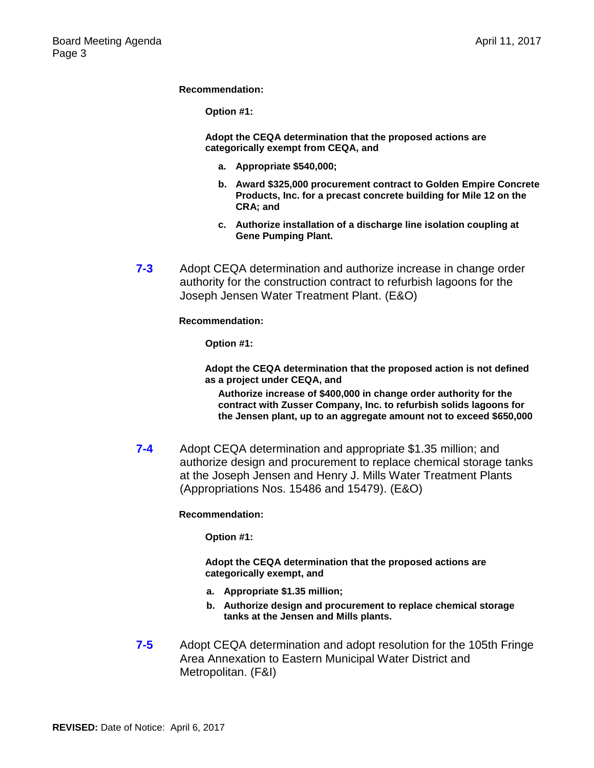**Recommendation:**

**Option #1:**

**Adopt the CEQA determination that the proposed actions are categorically exempt from CEQA, and**

a. **Appropriate $540,000;**
b. **Award $325,000 procurement contract to Golden Empire Concrete Products, Inc. for a precast concrete building for Mile 12 on the CRA; and**
c. **Authorize installation of a discharge line isolation coupling at Gene Pumping Plant.**

**7-3** Adopt CEQA determination and authorize increase in change order authority for the construction contract to refurbish lagoons for the Joseph Jensen Water Treatment Plant. (E&O)

**Recommendation:**

**Option #1:**

**Adopt the CEQA determination that the proposed action is not defined as a project under CEQA, and**

**Authorize increase of $400,000 in change order authority for the contract with Zusser Company, Inc. to refurbish solids lagoons for the Jensen plant, up to an aggregate amount not to exceed $650,000**

**7-4** Adopt CEQA determination and appropriate $1.35 million; and authorize design and procurement to replace chemical storage tanks at the Joseph Jensen and Henry J. Mills Water Treatment Plants (Appropriations Nos. 15486 and 15479). (E&O)

**Recommendation:**

**Option #1:**

**Adopt the CEQA determination that the proposed actions are categorically exempt, and**

a. **Appropriate $1.35 million;**
b. **Authorize design and procurement to replace chemical storage tanks at the Jensen and Mills plants.**

**7-5** Adopt CEQA determination and adopt resolution for the 105th Fringe Area Annexation to Eastern Municipal Water District and Metropolitan. (F&I)

**REVISED:** Date of Notice: April 6, 2017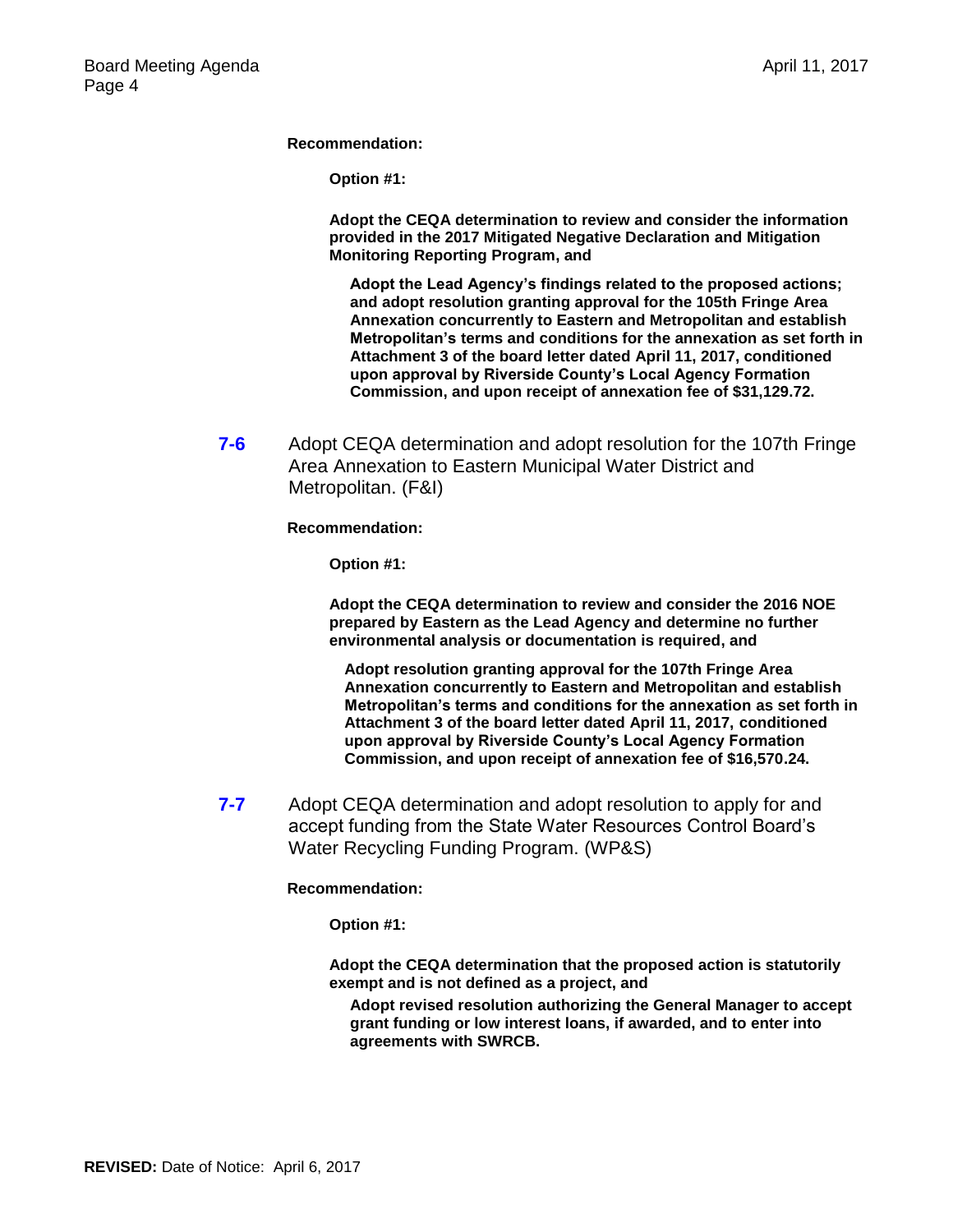**Recommendation:**

**Option #1:**

**Adopt the CEQA determination to review and consider the information provided in the 2017 Mitigated Negative Declaration and Mitigation Monitoring Reporting Program, and**

**Adopt the Lead Agency's findings related to the proposed actions; and adopt resolution granting approval for the 105th Fringe Area Annexation concurrently to Eastern and Metropolitan and establish Metropolitan's terms and conditions for the annexation as set forth in Attachment 3 of the board letter dated April 11, 2017, conditioned upon approval by Riverside County's Local Agency Formation Commission, and upon receipt of annexation fee of $31,129.72.**

**7-6** Adopt CEQA determination and adopt resolution for the 107th Fringe Area Annexation to Eastern Municipal Water District and Metropolitan. (F&I)

**Recommendation:**

**Option #1:**

**Adopt the CEQA determination to review and consider the 2016 NOE prepared by Eastern as the Lead Agency and determine no further environmental analysis or documentation is required, and**

**Adopt resolution granting approval for the 107th Fringe Area Annexation concurrently to Eastern and Metropolitan and establish Metropolitan's terms and conditions for the annexation as set forth in Attachment 3 of the board letter dated April 11, 2017, conditioned upon approval by Riverside County's Local Agency Formation Commission, and upon receipt of annexation fee of $16,570.24.**

**7-7** Adopt CEQA determination and adopt resolution to apply for and accept funding from the State Water Resources Control Board's Water Recycling Funding Program. (WP&S)

**Recommendation:**

**Option #1:**

**Adopt the CEQA determination that the proposed action is statutorily exempt and is not defined as a project, and**

**Adopt revised resolution authorizing the General Manager to accept grant funding or low interest loans, if awarded, and to enter into agreements with SWRCB.**

**REVISED:** Date of Notice: April 6, 2017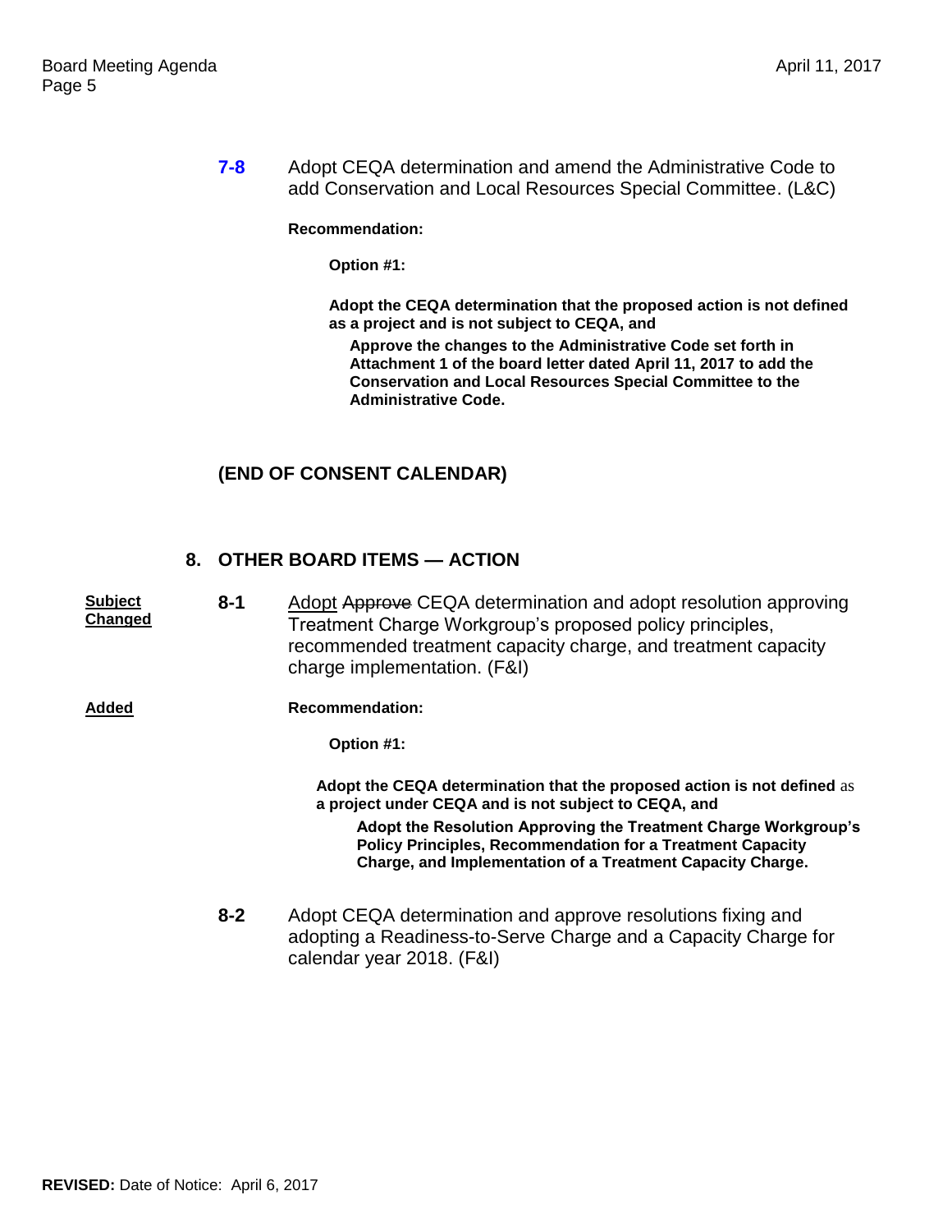**7-8** Adopt CEQA determination and amend the Administrative Code to add Conservation and Local Resources Special Committee. (L&C)

**Recommendation:**

**Option #1:**

**Adopt the CEQA determination that the proposed action is not defined as a project and is not subject to CEQA, and**

**Approve the changes to the Administrative Code set forth in Attachment 1 of the board letter dated April 11, 2017 to add the Conservation and Local Resources Special Committee to the Administrative Code.**

**(END OF CONSENT CALENDAR)**

## 8. OTHER BOARD ITEMS — ACTION

<u>**Subject Changed**</u>

**8-1** <u>Adopt</u> ~~Approve~~ CEQA determination and adopt resolution approving Treatment Charge Workgroup's proposed policy principles, recommended treatment capacity charge, and treatment capacity charge implementation. (F&I)

<u>**Added**</u>

**Recommendation:**

**Option #1:**

**Adopt the CEQA determination that the proposed action is not defined** as **a project under CEQA and is not subject to CEQA, and**

**Adopt the Resolution Approving the Treatment Charge Workgroup's Policy Principles, Recommendation for a Treatment Capacity Charge, and Implementation of a Treatment Capacity Charge.**

**8-2** Adopt CEQA determination and approve resolutions fixing and adopting a Readiness-to-Serve Charge and a Capacity Charge for calendar year 2018. (F&I)

**REVISED:** Date of Notice: April 6, 2017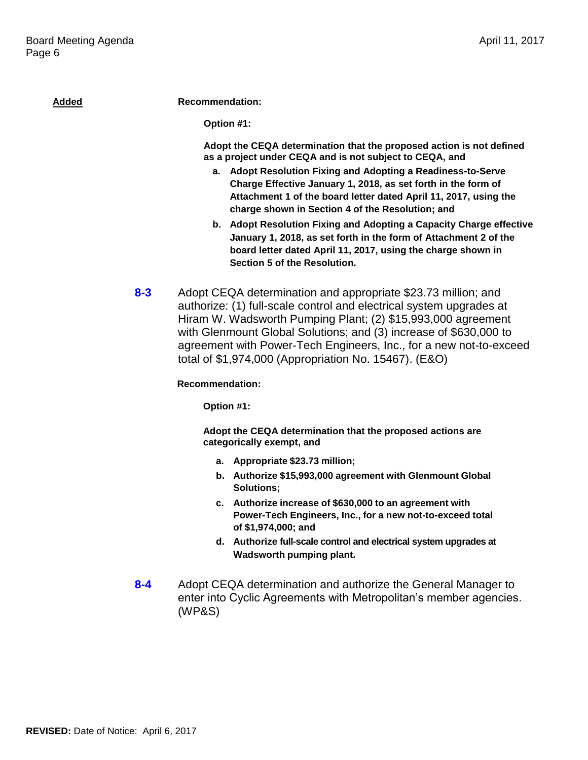<u>**Added**</u>

**Recommendation:**

**Option #1:**

**Adopt the CEQA determination that the proposed action is not defined as a project under CEQA and is not subject to CEQA, and**

- **a. Adopt Resolution Fixing and Adopting a Readiness-to-Serve Charge Effective January 1, 2018, as set forth in the form of Attachment 1 of the board letter dated April 11, 2017, using the charge shown in Section 4 of the Resolution; and**
- **b. Adopt Resolution Fixing and Adopting a Capacity Charge effective January 1, 2018, as set forth in the form of Attachment 2 of the board letter dated April 11, 2017, using the charge shown in Section 5 of the Resolution.**

**8-3** Adopt CEQA determination and appropriate $23.73 million; and authorize: (1) full-scale control and electrical system upgrades at Hiram W. Wadsworth Pumping Plant; (2) $15,993,000 agreement with Glenmount Global Solutions; and (3) increase of $630,000 to agreement with Power-Tech Engineers, Inc., for a new not-to-exceed total of $1,974,000 (Appropriation No. 15467). (E&O)

**Recommendation:**

**Option #1:**

**Adopt the CEQA determination that the proposed actions are categorically exempt, and**

- **a. Appropriate $23.73 million;**
- **b. Authorize $15,993,000 agreement with Glenmount Global Solutions;**
- **c. Authorize increase of $630,000 to an agreement with Power-Tech Engineers, Inc., for a new not-to-exceed total of $1,974,000; and**
- **d. Authorize full-scale control and electrical system upgrades at Wadsworth pumping plant.**

**8-4** Adopt CEQA determination and authorize the General Manager to enter into Cyclic Agreements with Metropolitan's member agencies. (WP&S)

**REVISED:** Date of Notice: April 6, 2017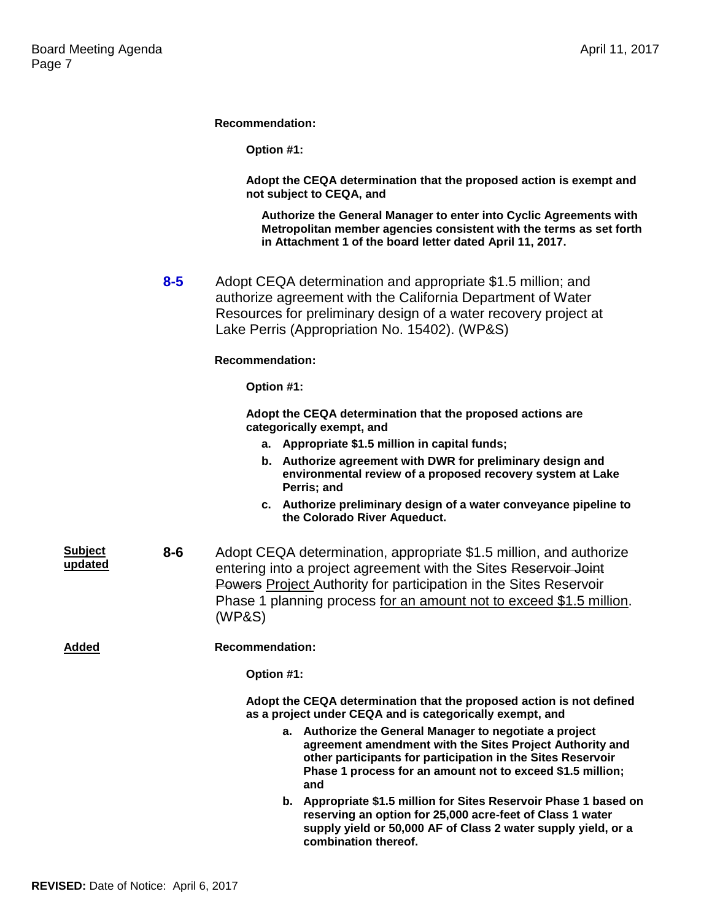**Recommendation:**

**Option #1:**

**Adopt the CEQA determination that the proposed action is exempt and not subject to CEQA, and**

**Authorize the General Manager to enter into Cyclic Agreements with Metropolitan member agencies consistent with the terms as set forth in Attachment 1 of the board letter dated April 11, 2017.**

**8-5** Adopt CEQA determination and appropriate $1.5 million; and authorize agreement with the California Department of Water Resources for preliminary design of a water recovery project at Lake Perris (Appropriation No. 15402). (WP&S)

**Recommendation:**

**Option #1:**

**Adopt the CEQA determination that the proposed actions are categorically exempt, and**

- **a. Appropriate $1.5 million in capital funds;**
- **b. Authorize agreement with DWR for preliminary design and environmental review of a proposed recovery system at Lake Perris; and**
- **c. Authorize preliminary design of a water conveyance pipeline to the Colorado River Aqueduct.**

**Subject updated**

**8-6** Adopt CEQA determination, appropriate $1.5 million, and authorize entering into a project agreement with the Sites ~~Reservoir Joint Powers~~ Project Authority for participation in the Sites Reservoir Phase 1 planning process for an amount not to exceed $1.5 million. (WP&S)

**Added**

**Recommendation:**

**Option #1:**

**Adopt the CEQA determination that the proposed action is not defined as a project under CEQA and is categorically exempt, and**

- **a. Authorize the General Manager to negotiate a project agreement amendment with the Sites Project Authority and other participants for participation in the Sites Reservoir Phase 1 process for an amount not to exceed $1.5 million; and**
- **b. Appropriate $1.5 million for Sites Reservoir Phase 1 based on reserving an option for 25,000 acre-feet of Class 1 water supply yield or 50,000 AF of Class 2 water supply yield, or a combination thereof.**

**REVISED:** Date of Notice: April 6, 2017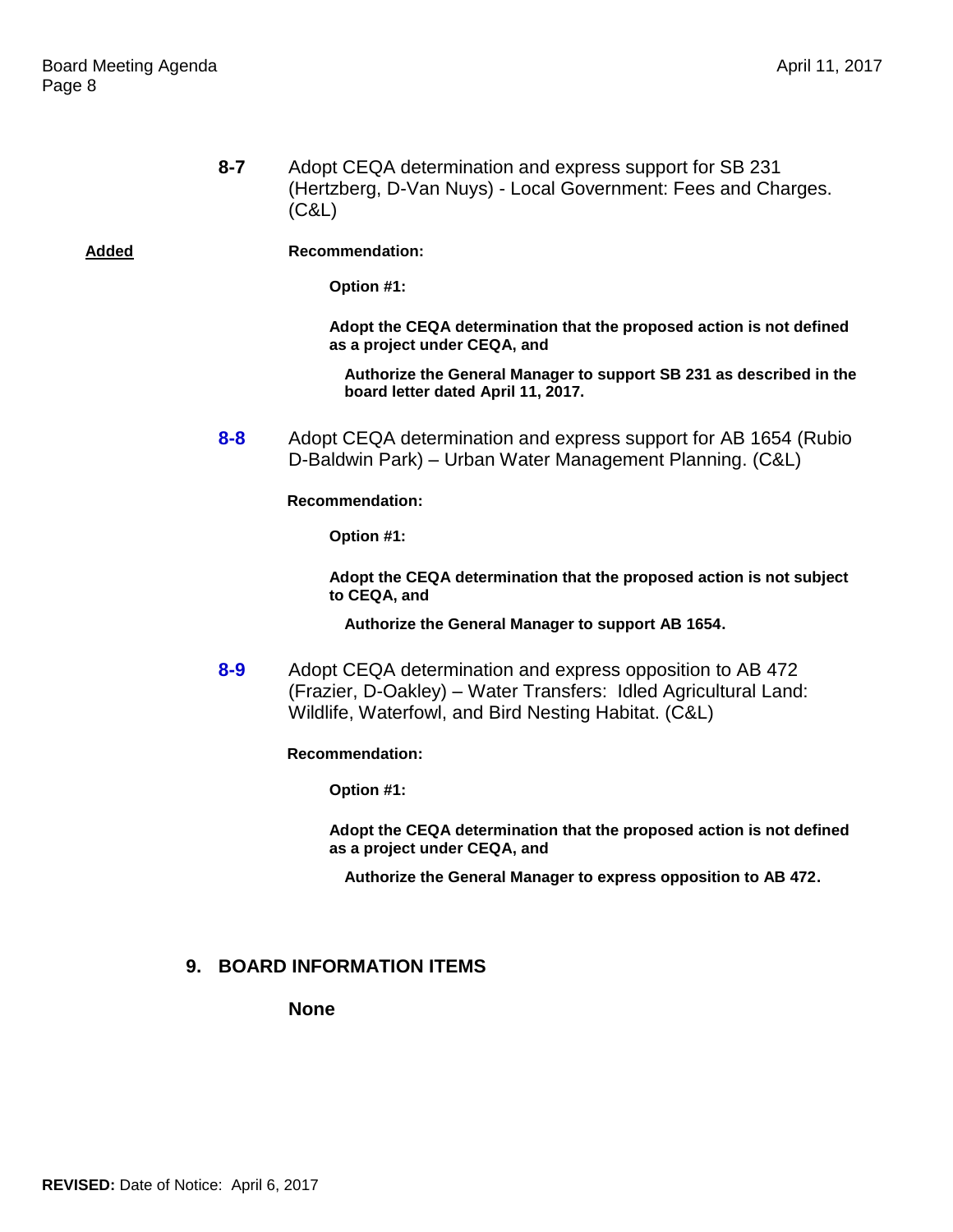**8-7** Adopt CEQA determination and express support for SB 231 (Hertzberg, D-Van Nuys) - Local Government: Fees and Charges. (C&L)

**Added**

**Recommendation:**

**Option #1:**

**Adopt the CEQA determination that the proposed action is not defined as a project under CEQA, and**

**Authorize the General Manager to support SB 231 as described in the board letter dated April 11, 2017.**

**8-8** Adopt CEQA determination and express support for AB 1654 (Rubio D-Baldwin Park) – Urban Water Management Planning. (C&L)

**Recommendation:**

**Option #1:**

**Adopt the CEQA determination that the proposed action is not subject to CEQA, and**

**Authorize the General Manager to support AB 1654.**

**8-9** Adopt CEQA determination and express opposition to AB 472 (Frazier, D-Oakley) – Water Transfers: Idled Agricultural Land: Wildlife, Waterfowl, and Bird Nesting Habitat. (C&L)

**Recommendation:**

**Option #1:**

**Adopt the CEQA determination that the proposed action is not defined as a project under CEQA, and**

**Authorize the General Manager to express opposition to AB 472.**

## 9. BOARD INFORMATION ITEMS

**None**

**REVISED:** Date of Notice: April 6, 2017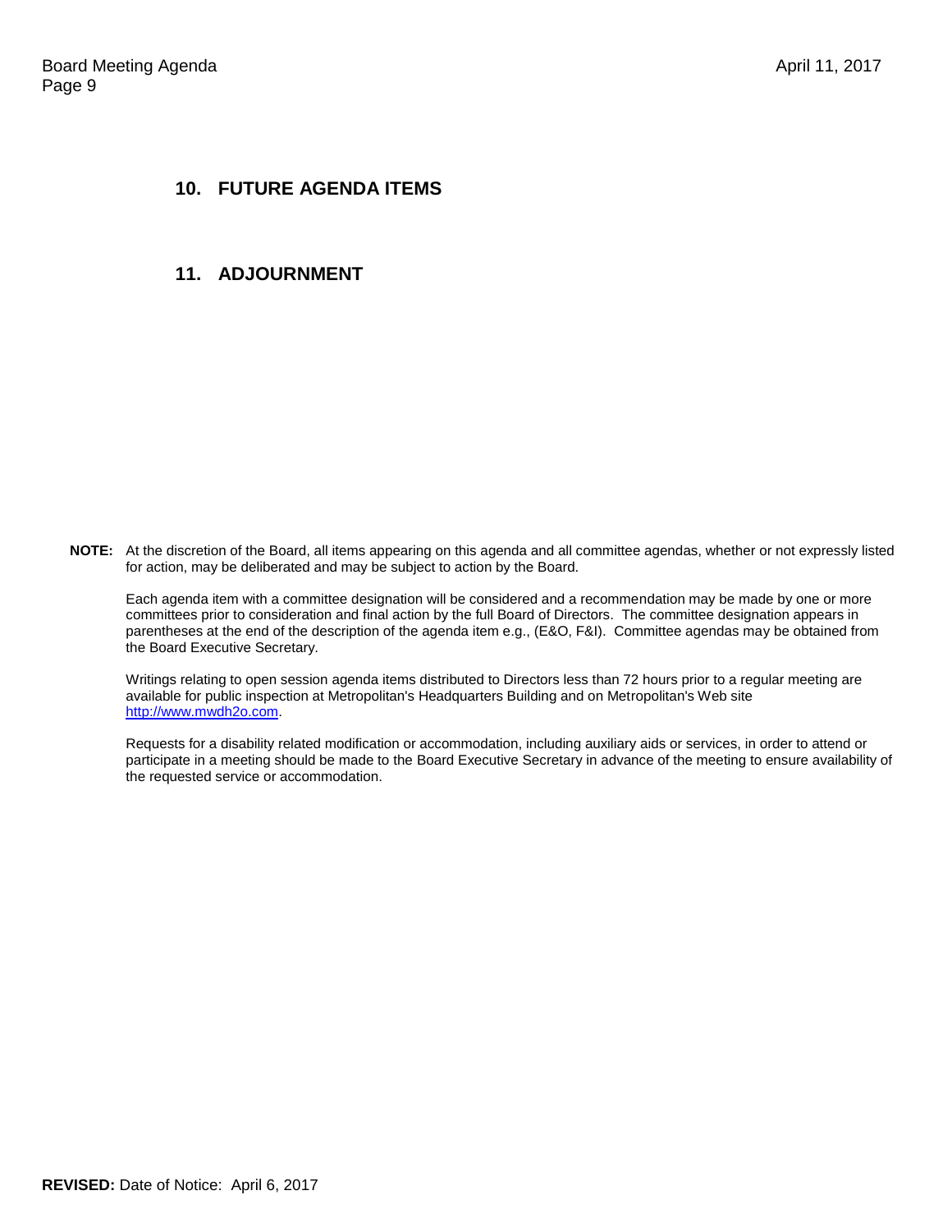## 10. FUTURE AGENDA ITEMS

## 11. ADJOURNMENT

**NOTE:** At the discretion of the Board, all items appearing on this agenda and all committee agendas, whether or not expressly listed for action, may be deliberated and may be subject to action by the Board.

Each agenda item with a committee designation will be considered and a recommendation may be made by one or more committees prior to consideration and final action by the full Board of Directors. The committee designation appears in parentheses at the end of the description of the agenda item e.g., (E&O, F&I). Committee agendas may be obtained from the Board Executive Secretary.

Writings relating to open session agenda items distributed to Directors less than 72 hours prior to a regular meeting are available for public inspection at Metropolitan's Headquarters Building and on Metropolitan's Web site http://www.mwdh2o.com.

Requests for a disability related modification or accommodation, including auxiliary aids or services, in order to attend or participate in a meeting should be made to the Board Executive Secretary in advance of the meeting to ensure availability of the requested service or accommodation.

**REVISED:** Date of Notice: April 6, 2017